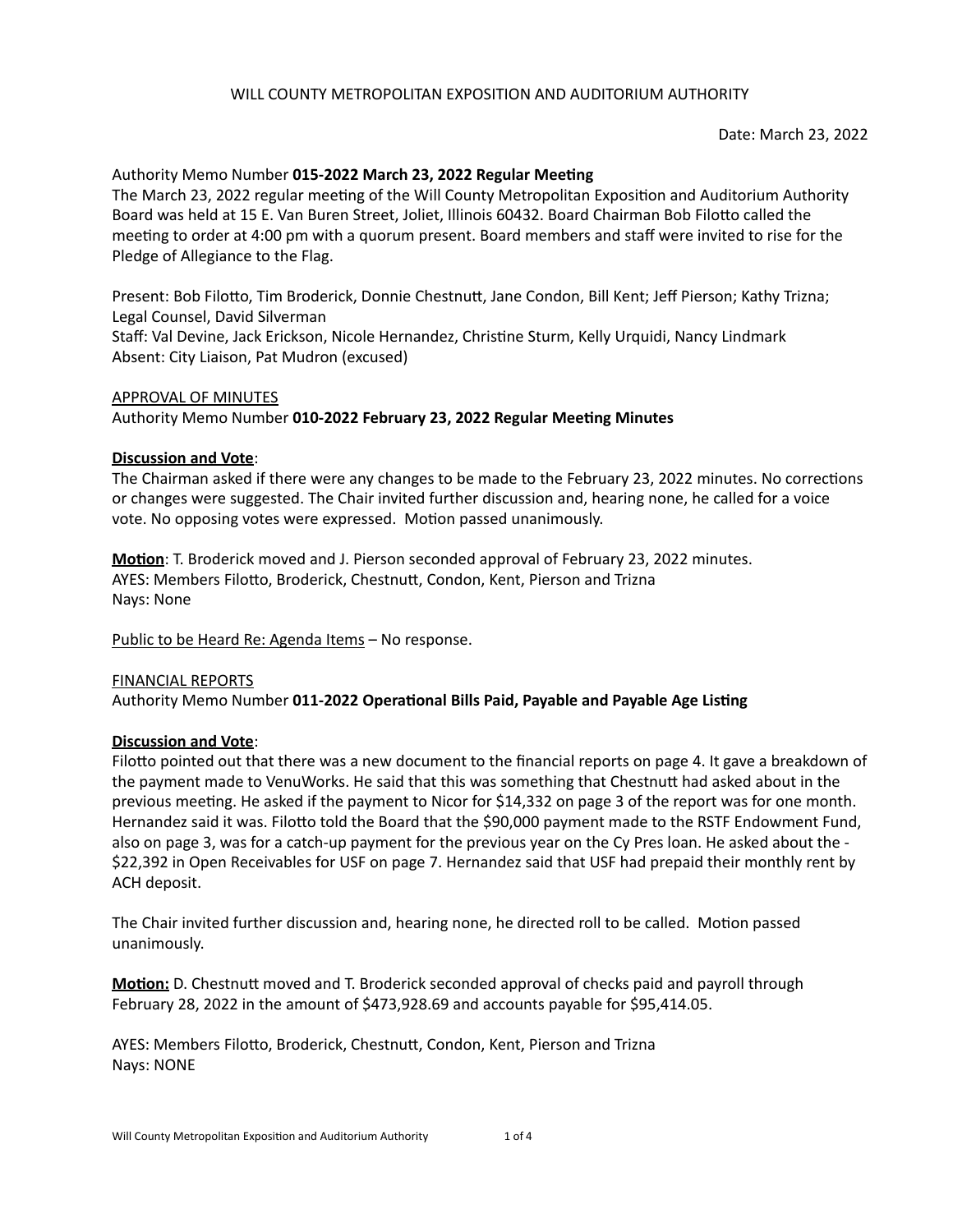WILL COUNTY METROPOLITAN EXPOSITION AND AUDITORIUM AUTHORITY

Date: March 23, 2022

Authority Memo Number **015-2022 March 23, 2022 Regular Meeting**

The March 23, 2022 regular meeting of the Will County Metropolitan Exposition and Auditorium Authority Board was held at 15 E. Van Buren Street, Joliet, Illinois 60432. Board Chairman Bob Filotto called the meeting to order at 4:00 pm with a quorum present. Board members and staff were invited to rise for the Pledge of Allegiance to the Flag.

Present: Bob Filotto, Tim Broderick, Donnie Chestnutt, Jane Condon, Bill Kent; Jeff Pierson; Kathy Trizna; Legal Counsel, David Silverman
Staff: Val Devine, Jack Erickson, Nicole Hernandez, Christine Sturm, Kelly Urquidi, Nancy Lindmark
Absent: City Liaison, Pat Mudron (excused)

APPROVAL OF MINUTES

Authority Memo Number **010-2022 February 23, 2022 Regular Meeting Minutes**

**Discussion and Vote**:

The Chairman asked if there were any changes to be made to the February 23, 2022 minutes. No corrections or changes were suggested. The Chair invited further discussion and, hearing none, he called for a voice vote. No opposing votes were expressed. Motion passed unanimously.

**Motion**: T. Broderick moved and J. Pierson seconded approval of February 23, 2022 minutes.
AYES: Members Filotto, Broderick, Chestnutt, Condon, Kent, Pierson and Trizna
Nays: None

Public to be Heard Re: Agenda Items – No response.

FINANCIAL REPORTS

Authority Memo Number **011-2022 Operational Bills Paid, Payable and Payable Age Listing**

**Discussion and Vote**:

Filotto pointed out that there was a new document to the financial reports on page 4. It gave a breakdown of the payment made to VenuWorks. He said that this was something that Chestnutt had asked about in the previous meeting. He asked if the payment to Nicor for $14,332 on page 3 of the report was for one month. Hernandez said it was. Filotto told the Board that the $90,000 payment made to the RSTF Endowment Fund, also on page 3, was for a catch-up payment for the previous year on the Cy Pres loan. He asked about the -$22,392 in Open Receivables for USF on page 7. Hernandez said that USF had prepaid their monthly rent by ACH deposit.

The Chair invited further discussion and, hearing none, he directed roll to be called. Motion passed unanimously.

**Motion:** D. Chestnutt moved and T. Broderick seconded approval of checks paid and payroll through February 28, 2022 in the amount of $473,928.69 and accounts payable for $95,414.05.

AYES: Members Filotto, Broderick, Chestnutt, Condon, Kent, Pierson and Trizna
Nays: NONE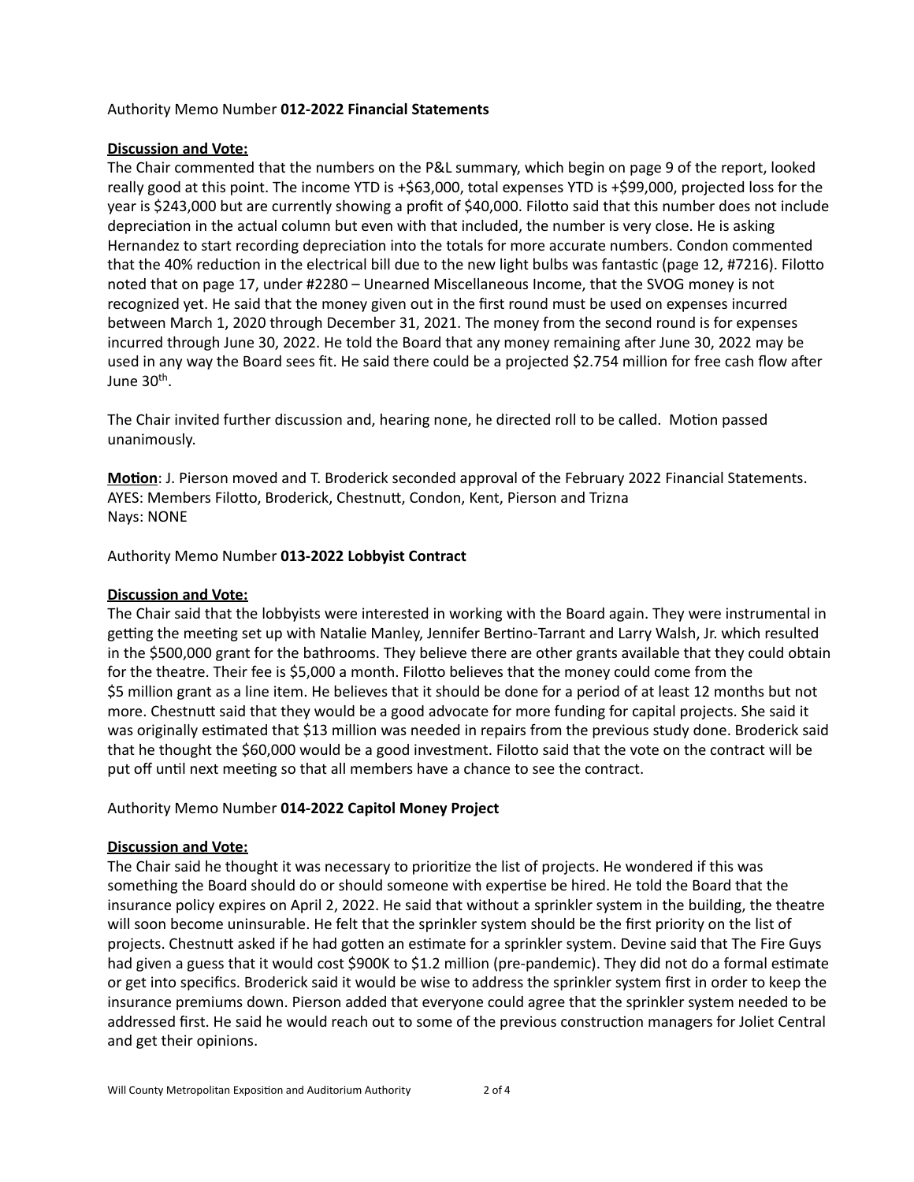Authority Memo Number **012-2022 Financial Statements**

**Discussion and Vote:**
The Chair commented that the numbers on the P&L summary, which begin on page 9 of the report, looked really good at this point. The income YTD is +$63,000, total expenses YTD is +$99,000, projected loss for the year is $243,000 but are currently showing a profit of $40,000. Filotto said that this number does not include depreciation in the actual column but even with that included, the number is very close. He is asking Hernandez to start recording depreciation into the totals for more accurate numbers. Condon commented that the 40% reduction in the electrical bill due to the new light bulbs was fantastic (page 12, #7216). Filotto noted that on page 17, under #2280 – Unearned Miscellaneous Income, that the SVOG money is not recognized yet. He said that the money given out in the first round must be used on expenses incurred between March 1, 2020 through December 31, 2021. The money from the second round is for expenses incurred through June 30, 2022. He told the Board that any money remaining after June 30, 2022 may be used in any way the Board sees fit. He said there could be a projected $2.754 million for free cash flow after June 30th.

The Chair invited further discussion and, hearing none, he directed roll to be called. Motion passed unanimously.

**Motion**: J. Pierson moved and T. Broderick seconded approval of the February 2022 Financial Statements.
AYES: Members Filotto, Broderick, Chestnutt, Condon, Kent, Pierson and Trizna
Nays: NONE

Authority Memo Number **013-2022 Lobbyist Contract**

**Discussion and Vote:**
The Chair said that the lobbyists were interested in working with the Board again. They were instrumental in getting the meeting set up with Natalie Manley, Jennifer Bertino-Tarrant and Larry Walsh, Jr. which resulted in the $500,000 grant for the bathrooms. They believe there are other grants available that they could obtain for the theatre. Their fee is $5,000 a month. Filotto believes that the money could come from the $5 million grant as a line item. He believes that it should be done for a period of at least 12 months but not more. Chestnutt said that they would be a good advocate for more funding for capital projects. She said it was originally estimated that $13 million was needed in repairs from the previous study done. Broderick said that he thought the $60,000 would be a good investment. Filotto said that the vote on the contract will be put off until next meeting so that all members have a chance to see the contract.

Authority Memo Number **014-2022 Capitol Money Project**

**Discussion and Vote:**
The Chair said he thought it was necessary to prioritize the list of projects. He wondered if this was something the Board should do or should someone with expertise be hired. He told the Board that the insurance policy expires on April 2, 2022. He said that without a sprinkler system in the building, the theatre will soon become uninsurable. He felt that the sprinkler system should be the first priority on the list of projects. Chestnutt asked if he had gotten an estimate for a sprinkler system. Devine said that The Fire Guys had given a guess that it would cost $900K to $1.2 million (pre-pandemic). They did not do a formal estimate or get into specifics. Broderick said it would be wise to address the sprinkler system first in order to keep the insurance premiums down. Pierson added that everyone could agree that the sprinkler system needed to be addressed first. He said he would reach out to some of the previous construction managers for Joliet Central and get their opinions.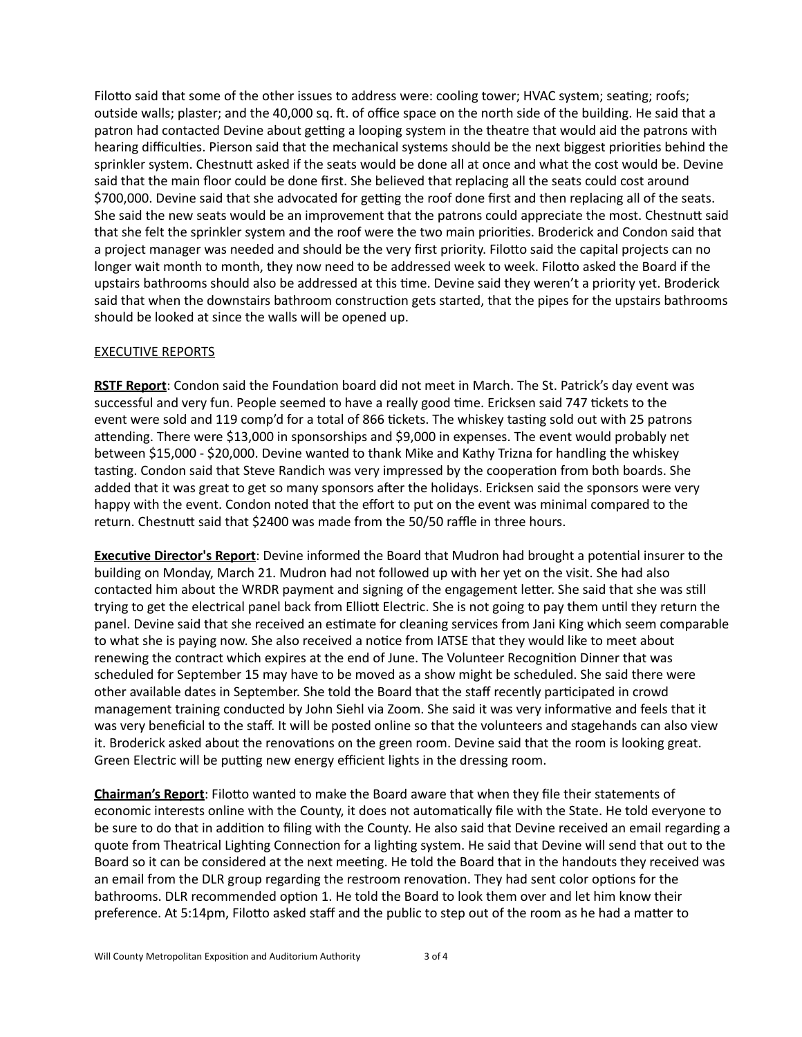Filotto said that some of the other issues to address were: cooling tower; HVAC system; seating; roofs; outside walls; plaster; and the 40,000 sq. ft. of office space on the north side of the building. He said that a patron had contacted Devine about getting a looping system in the theatre that would aid the patrons with hearing difficulties. Pierson said that the mechanical systems should be the next biggest priorities behind the sprinkler system. Chestnutt asked if the seats would be done all at once and what the cost would be. Devine said that the main floor could be done first. She believed that replacing all the seats could cost around $700,000. Devine said that she advocated for getting the roof done first and then replacing all of the seats. She said the new seats would be an improvement that the patrons could appreciate the most. Chestnutt said that she felt the sprinkler system and the roof were the two main priorities. Broderick and Condon said that a project manager was needed and should be the very first priority. Filotto said the capital projects can no longer wait month to month, they now need to be addressed week to week. Filotto asked the Board if the upstairs bathrooms should also be addressed at this time. Devine said they weren't a priority yet. Broderick said that when the downstairs bathroom construction gets started, that the pipes for the upstairs bathrooms should be looked at since the walls will be opened up.

EXECUTIVE REPORTS

**RSTF Report**: Condon said the Foundation board did not meet in March. The St. Patrick's day event was successful and very fun. People seemed to have a really good time. Ericksen said 747 tickets to the event were sold and 119 comp'd for a total of 866 tickets. The whiskey tasting sold out with 25 patrons attending. There were $13,000 in sponsorships and $9,000 in expenses. The event would probably net between $15,000 - $20,000. Devine wanted to thank Mike and Kathy Trizna for handling the whiskey tasting. Condon said that Steve Randich was very impressed by the cooperation from both boards. She added that it was great to get so many sponsors after the holidays. Ericksen said the sponsors were very happy with the event. Condon noted that the effort to put on the event was minimal compared to the return. Chestnutt said that $2400 was made from the 50/50 raffle in three hours.

**Executive Director's Report**: Devine informed the Board that Mudron had brought a potential insurer to the building on Monday, March 21. Mudron had not followed up with her yet on the visit. She had also contacted him about the WRDR payment and signing of the engagement letter. She said that she was still trying to get the electrical panel back from Elliott Electric. She is not going to pay them until they return the panel. Devine said that she received an estimate for cleaning services from Jani King which seem comparable to what she is paying now. She also received a notice from IATSE that they would like to meet about renewing the contract which expires at the end of June. The Volunteer Recognition Dinner that was scheduled for September 15 may have to be moved as a show might be scheduled. She said there were other available dates in September. She told the Board that the staff recently participated in crowd management training conducted by John Siehl via Zoom. She said it was very informative and feels that it was very beneficial to the staff. It will be posted online so that the volunteers and stagehands can also view it. Broderick asked about the renovations on the green room. Devine said that the room is looking great. Green Electric will be putting new energy efficient lights in the dressing room.

**Chairman's Report**: Filotto wanted to make the Board aware that when they file their statements of economic interests online with the County, it does not automatically file with the State. He told everyone to be sure to do that in addition to filing with the County. He also said that Devine received an email regarding a quote from Theatrical Lighting Connection for a lighting system. He said that Devine will send that out to the Board so it can be considered at the next meeting. He told the Board that in the handouts they received was an email from the DLR group regarding the restroom renovation. They had sent color options for the bathrooms. DLR recommended option 1. He told the Board to look them over and let him know their preference. At 5:14pm, Filotto asked staff and the public to step out of the room as he had a matter to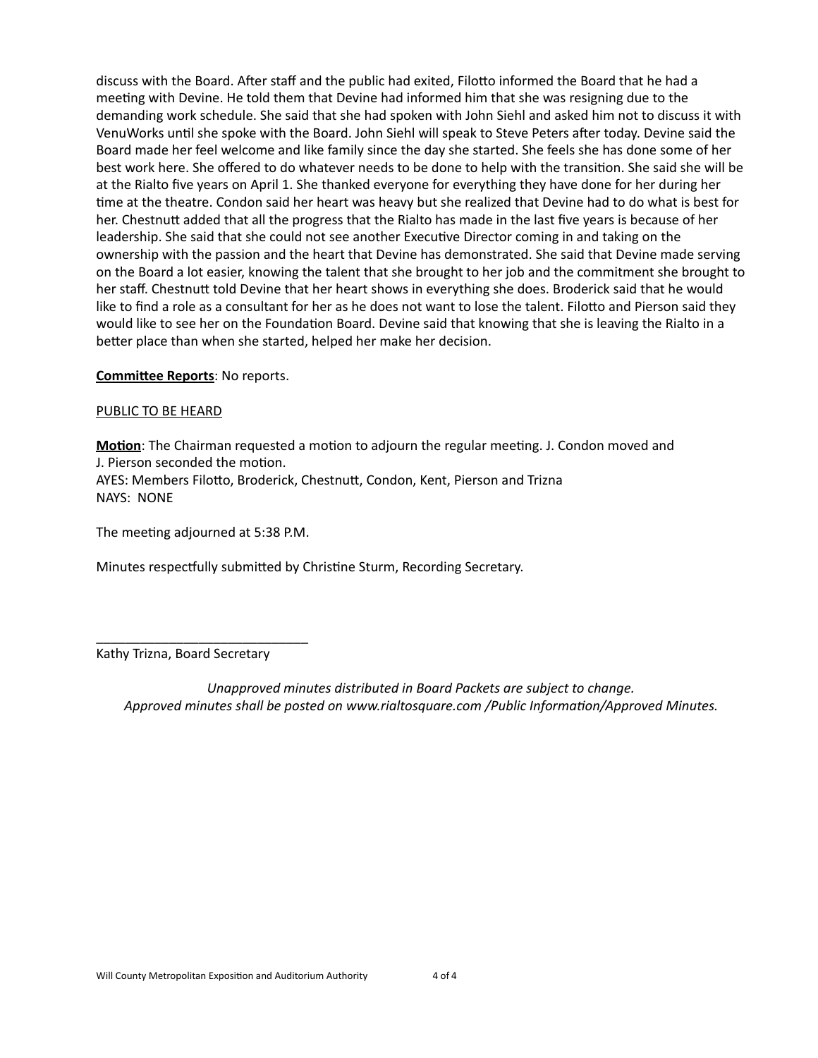discuss with the Board. After staff and the public had exited, Filotto informed the Board that he had a meeting with Devine. He told them that Devine had informed him that she was resigning due to the demanding work schedule. She said that she had spoken with John Siehl and asked him not to discuss it with VenuWorks until she spoke with the Board. John Siehl will speak to Steve Peters after today. Devine said the Board made her feel welcome and like family since the day she started. She feels she has done some of her best work here. She offered to do whatever needs to be done to help with the transition. She said she will be at the Rialto five years on April 1. She thanked everyone for everything they have done for her during her time at the theatre. Condon said her heart was heavy but she realized that Devine had to do what is best for her. Chestnutt added that all the progress that the Rialto has made in the last five years is because of her leadership. She said that she could not see another Executive Director coming in and taking on the ownership with the passion and the heart that Devine has demonstrated. She said that Devine made serving on the Board a lot easier, knowing the talent that she brought to her job and the commitment she brought to her staff. Chestnutt told Devine that her heart shows in everything she does. Broderick said that he would like to find a role as a consultant for her as he does not want to lose the talent. Filotto and Pierson said they would like to see her on the Foundation Board. Devine said that knowing that she is leaving the Rialto in a better place than when she started, helped her make her decision.

**Committee Reports**: No reports.

PUBLIC TO BE HEARD

**Motion**: The Chairman requested a motion to adjourn the regular meeting. J. Condon moved and J. Pierson seconded the motion.
AYES: Members Filotto, Broderick, Chestnutt, Condon, Kent, Pierson and Trizna
NAYS: NONE

The meeting adjourned at 5:38 P.M.

Minutes respectfully submitted by Christine Sturm, Recording Secretary.

______________________________
Kathy Trizna, Board Secretary

*Unapproved minutes distributed in Board Packets are subject to change.*
*Approved minutes shall be posted on www.rialtosquare.com /Public Information/Approved Minutes.*